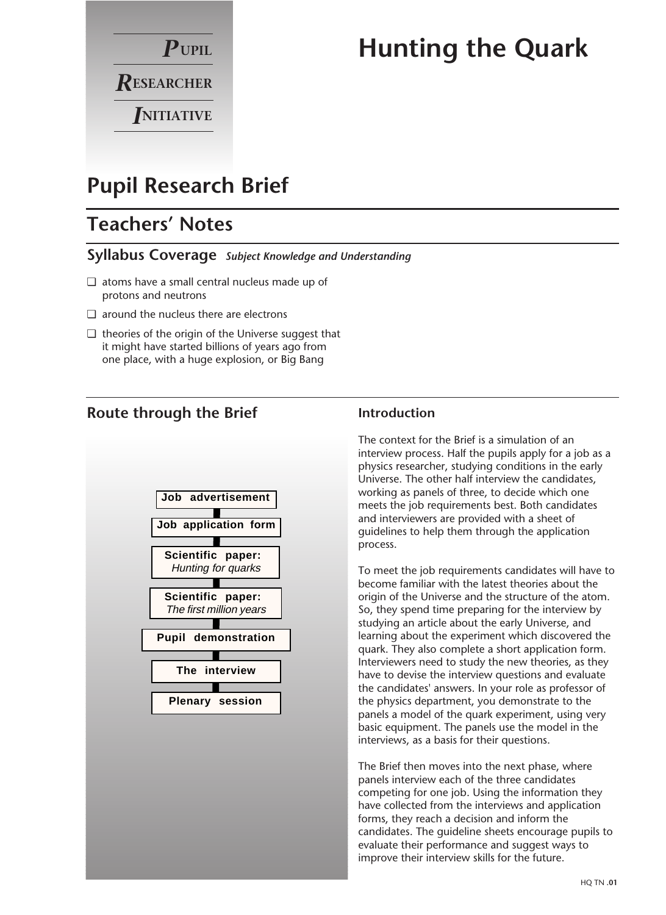# Hunting the Quark

**PUPIL RESEARCHER INITIATIVE**

## Pupil Research Brief

## Teachers' Notes

### Syllabus Coverage *Subject Knowledge and Understanding*

- ❑ atoms have a small central nucleus made up of protons and neutrons
- ❑ around the nucleus there are electrons
- ❑ theories of the origin of the Universe suggest that it might have started billions of years ago from one place, with a huge explosion, or Big Bang

### Route through the Brief

1. **Job advertisement**
2. **Job application form**
3. **Scientific paper:** *Hunting for quarks*
4. **Scientific paper:** *The first million years*
5. **Pupil demonstration**
6. **The interview**
7. **Plenary session**

### Introduction

The context for the Brief is a simulation of an interview process. Half the pupils apply for a job as a physics researcher, studying conditions in the early Universe. The other half interview the candidates, working as panels of three, to decide which one meets the job requirements best. Both candidates and interviewers are provided with a sheet of guidelines to help them through the application process.

To meet the job requirements candidates will have to become familiar with the latest theories about the origin of the Universe and the structure of the atom. So, they spend time preparing for the interview by studying an article about the early Universe, and learning about the experiment which discovered the quark. They also complete a short application form. Interviewers need to study the new theories, as they have to devise the interview questions and evaluate the candidates' answers. In your role as professor of the physics department, you demonstrate to the panels a model of the quark experiment, using very basic equipment. The panels use the model in the interviews, as a basis for their questions.

The Brief then moves into the next phase, where panels interview each of the three candidates competing for one job. Using the information they have collected from the interviews and application forms, they reach a decision and inform the candidates. The guideline sheets encourage pupils to evaluate their performance and suggest ways to improve their interview skills for the future.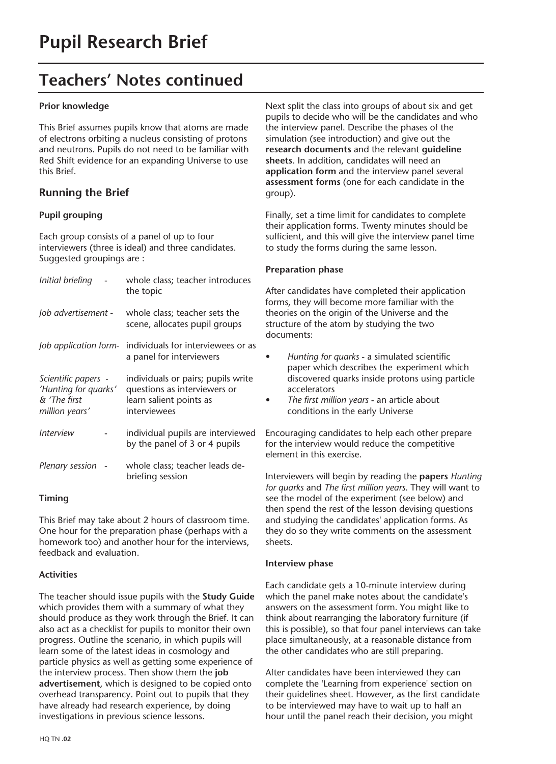# Pupil Research Brief

## Teachers' Notes continued

**Prior knowledge**

This Brief assumes pupils know that atoms are made of electrons orbiting a nucleus consisting of protons and neutrons. Pupils do not need to be familiar with Red Shift evidence for an expanding Universe to use this Brief.

### Running the Brief

**Pupil grouping**

Each group consists of a panel of up to four interviewers (three is ideal) and three candidates. Suggested groupings are :

| | |
|---|---|
| *Initial briefing* - | whole class; teacher introduces the topic |
| *Job advertisement* - | whole class; teacher sets the scene, allocates pupil groups |
| *Job application form*- | individuals for interviewees or as a panel for interviewers |
| *Scientific papers - 'Hunting for quarks' & 'The first million years'* | individuals or pairs; pupils write questions as interviewers or learn salient points as interviewees |
| *Interview* - | individual pupils are interviewed by the panel of 3 or 4 pupils |
| *Plenary session* - | whole class; teacher leads de-briefing session |

**Timing**

This Brief may take about 2 hours of classroom time. One hour for the preparation phase (perhaps with a homework too) and another hour for the interviews, feedback and evaluation.

**Activities**

The teacher should issue pupils with the **Study Guide** which provides them with a summary of what they should produce as they work through the Brief. It can also act as a checklist for pupils to monitor their own progress. Outline the scenario, in which pupils will learn some of the latest ideas in cosmology and particle physics as well as getting some experience of the interview process. Then show them the **job advertisement**, which is designed to be copied onto overhead transparency. Point out to pupils that they have already had research experience, by doing investigations in previous science lessons.

Next split the class into groups of about six and get pupils to decide who will be the candidates and who the interview panel. Describe the phases of the simulation (see introduction) and give out the **research documents** and the relevant **guideline sheets**. In addition, candidates will need an **application form** and the interview panel several **assessment forms** (one for each candidate in the group).

Finally, set a time limit for candidates to complete their application forms. Twenty minutes should be sufficient, and this will give the interview panel time to study the forms during the same lesson.

**Preparation phase**

After candidates have completed their application forms, they will become more familiar with the theories on the origin of the Universe and the structure of the atom by studying the two documents:

- *Hunting for quarks* - a simulated scientific paper which describes the experiment which discovered quarks inside protons using particle accelerators
- *The first million years* - an article about conditions in the early Universe

Encouraging candidates to help each other prepare for the interview would reduce the competitive element in this exercise.

Interviewers will begin by reading the **papers** *Hunting for quarks* and *The first million years*. They will want to see the model of the experiment (see below) and then spend the rest of the lesson devising questions and studying the candidates' application forms. As they do so they write comments on the assessment sheets.

**Interview phase**

Each candidate gets a 10-minute interview during which the panel make notes about the candidate's answers on the assessment form. You might like to think about rearranging the laboratory furniture (if this is possible), so that four panel interviews can take place simultaneously, at a reasonable distance from the other candidates who are still preparing.

After candidates have been interviewed they can complete the 'Learning from experience' section on their guidelines sheet. However, as the first candidate to be interviewed may have to wait up to half an hour until the panel reach their decision, you might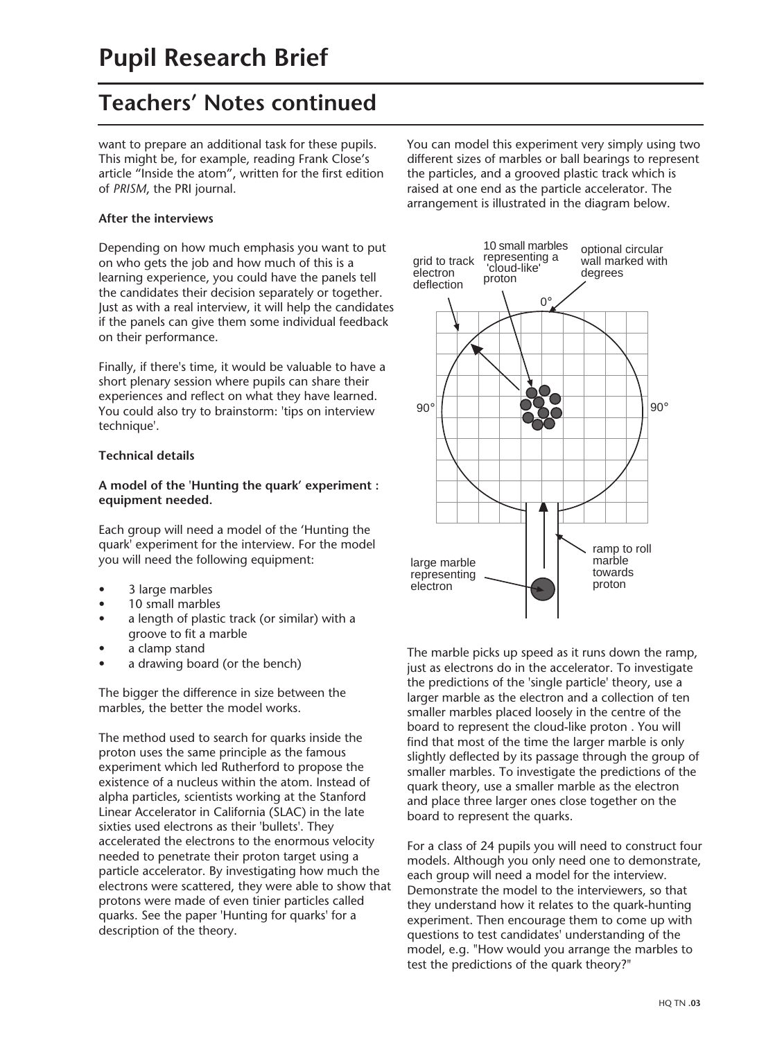# Pupil Research Brief

## Teachers' Notes continued

want to prepare an additional task for these pupils. This might be, for example, reading Frank Close's article "Inside the atom", written for the first edition of *PRISM*, the PRI journal.

**After the interviews**

Depending on how much emphasis you want to put on who gets the job and how much of this is a learning experience, you could have the panels tell the candidates their decision separately or together. Just as with a real interview, it will help the candidates if the panels can give them some individual feedback on their performance.

Finally, if there's time, it would be valuable to have a short plenary session where pupils can share their experiences and reflect on what they have learned. You could also try to brainstorm: 'tips on interview technique'.

**Technical details**

**A model of the 'Hunting the quark' experiment : equipment needed.**

Each group will need a model of the 'Hunting the quark' experiment for the interview. For the model you will need the following equipment:

- 3 large marbles
- 10 small marbles
- a length of plastic track (or similar) with a groove to fit a marble
- a clamp stand
- a drawing board (or the bench)

The bigger the difference in size between the marbles, the better the model works.

The method used to search for quarks inside the proton uses the same principle as the famous experiment which led Rutherford to propose the existence of a nucleus within the atom. Instead of alpha particles, scientists working at the Stanford Linear Accelerator in California (SLAC) in the late sixties used electrons as their 'bullets'. They accelerated the electrons to the enormous velocity needed to penetrate their proton target using a particle accelerator. By investigating how much the electrons were scattered, they were able to show that protons were made of even tinier particles called quarks. See the paper 'Hunting for quarks' for a description of the theory.

You can model this experiment very simply using two different sizes of marbles or ball bearings to represent the particles, and a grooved plastic track which is raised at one end as the particle accelerator. The arrangement is illustrated in the diagram below.

grid to track electron deflection

10 small marbles representing a 'cloud-like' proton

optional circular wall marked with degrees

0°

90°

90°

large marble representing electron

ramp to roll marble towards proton

The marble picks up speed as it runs down the ramp, just as electrons do in the accelerator. To investigate the predictions of the 'single particle' theory, use a larger marble as the electron and a collection of ten smaller marbles placed loosely in the centre of the board to represent the cloud-like proton . You will find that most of the time the larger marble is only slightly deflected by its passage through the group of smaller marbles. To investigate the predictions of the quark theory, use a smaller marble as the electron and place three larger ones close together on the board to represent the quarks.

For a class of 24 pupils you will need to construct four models. Although you only need one to demonstrate, each group will need a model for the interview. Demonstrate the model to the interviewers, so that they understand how it relates to the quark-hunting experiment. Then encourage them to come up with questions to test candidates' understanding of the model, e.g. "How would you arrange the marbles to test the predictions of the quark theory?"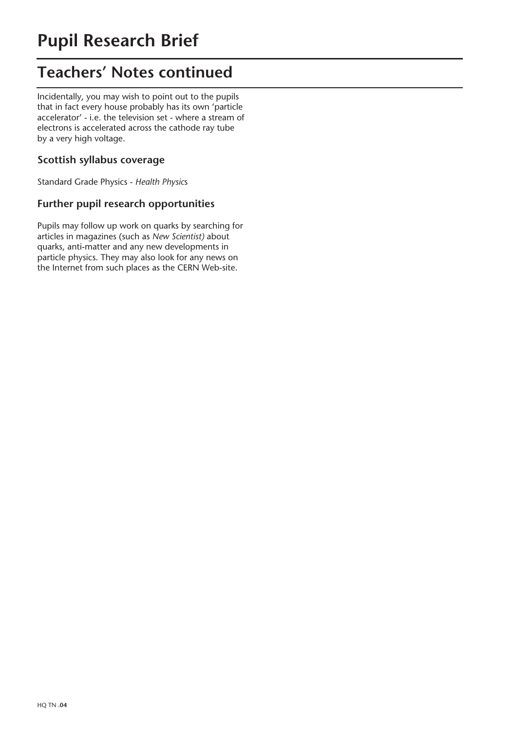# Pupil Research Brief

## Teachers' Notes continued

Incidentally, you may wish to point out to the pupils that in fact every house probably has its own 'particle accelerator' - i.e. the television set - where a stream of electrons is accelerated across the cathode ray tube by a very high voltage.

### Scottish syllabus coverage

Standard Grade Physics - *Health Physics*

### Further pupil research opportunities

Pupils may follow up work on quarks by searching for articles in magazines (such as *New Scientist)* about quarks, anti-matter and any new developments in particle physics. They may also look for any news on the Internet from such places as the CERN Web-site.